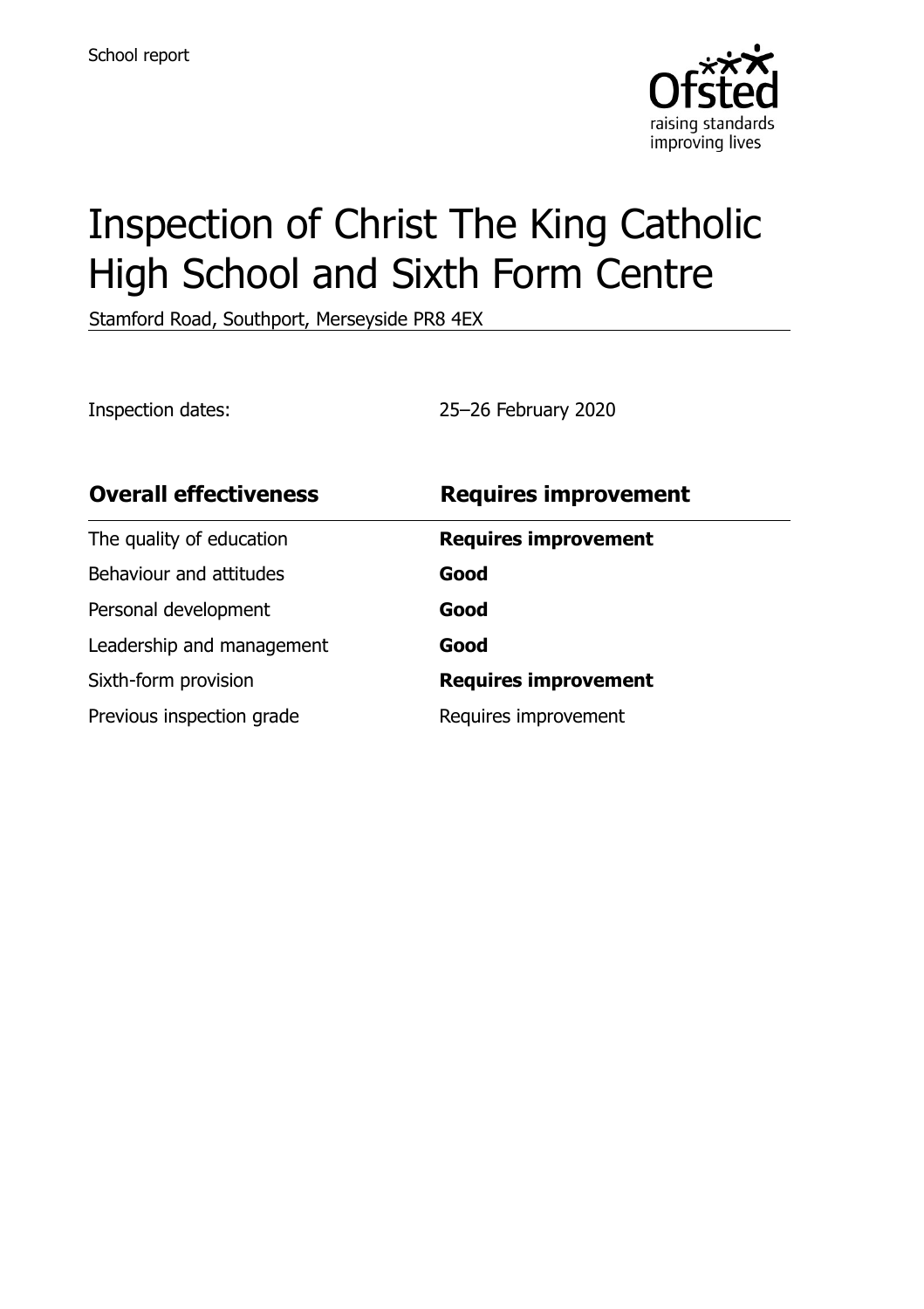School report

# Inspection of Christ The King Catholic High School and Sixth Form Centre

Stamford Road, Southport, Merseyside PR8 4EX

Inspection dates: 25–26 February 2020

| **Overall effectiveness** | **Requires improvement** |
| --- | --- |
| The quality of education | **Requires improvement** |
| Behaviour and attitudes | **Good** |
| Personal development | **Good** |
| Leadership and management | **Good** |
| Sixth-form provision | **Requires improvement** |
| Previous inspection grade | Requires improvement |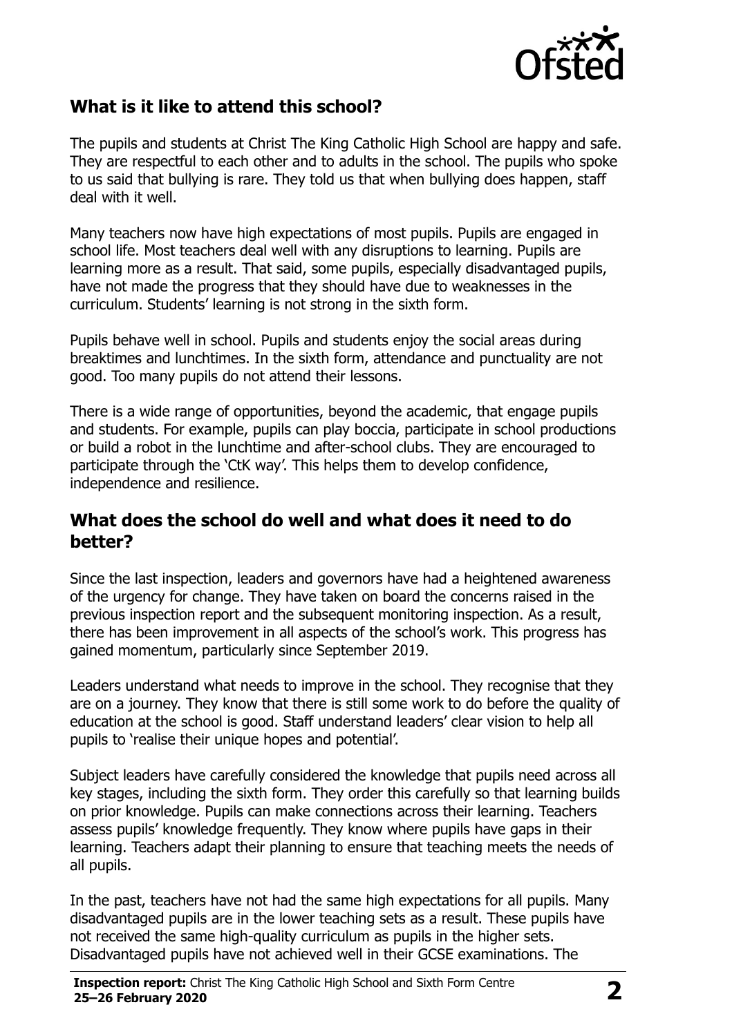## What is it like to attend this school?

The pupils and students at Christ The King Catholic High School are happy and safe. They are respectful to each other and to adults in the school. The pupils who spoke to us said that bullying is rare. They told us that when bullying does happen, staff deal with it well.

Many teachers now have high expectations of most pupils. Pupils are engaged in school life. Most teachers deal well with any disruptions to learning. Pupils are learning more as a result. That said, some pupils, especially disadvantaged pupils, have not made the progress that they should have due to weaknesses in the curriculum. Students' learning is not strong in the sixth form.

Pupils behave well in school. Pupils and students enjoy the social areas during breaktimes and lunchtimes. In the sixth form, attendance and punctuality are not good. Too many pupils do not attend their lessons.

There is a wide range of opportunities, beyond the academic, that engage pupils and students. For example, pupils can play boccia, participate in school productions or build a robot in the lunchtime and after-school clubs. They are encouraged to participate through the 'CtK way'. This helps them to develop confidence, independence and resilience.

## What does the school do well and what does it need to do better?

Since the last inspection, leaders and governors have had a heightened awareness of the urgency for change. They have taken on board the concerns raised in the previous inspection report and the subsequent monitoring inspection. As a result, there has been improvement in all aspects of the school's work. This progress has gained momentum, particularly since September 2019.

Leaders understand what needs to improve in the school. They recognise that they are on a journey. They know that there is still some work to do before the quality of education at the school is good. Staff understand leaders' clear vision to help all pupils to 'realise their unique hopes and potential'.

Subject leaders have carefully considered the knowledge that pupils need across all key stages, including the sixth form. They order this carefully so that learning builds on prior knowledge. Pupils can make connections across their learning. Teachers assess pupils' knowledge frequently. They know where pupils have gaps in their learning. Teachers adapt their planning to ensure that teaching meets the needs of all pupils.

In the past, teachers have not had the same high expectations for all pupils. Many disadvantaged pupils are in the lower teaching sets as a result. These pupils have not received the same high-quality curriculum as pupils in the higher sets. Disadvantaged pupils have not achieved well in their GCSE examinations. The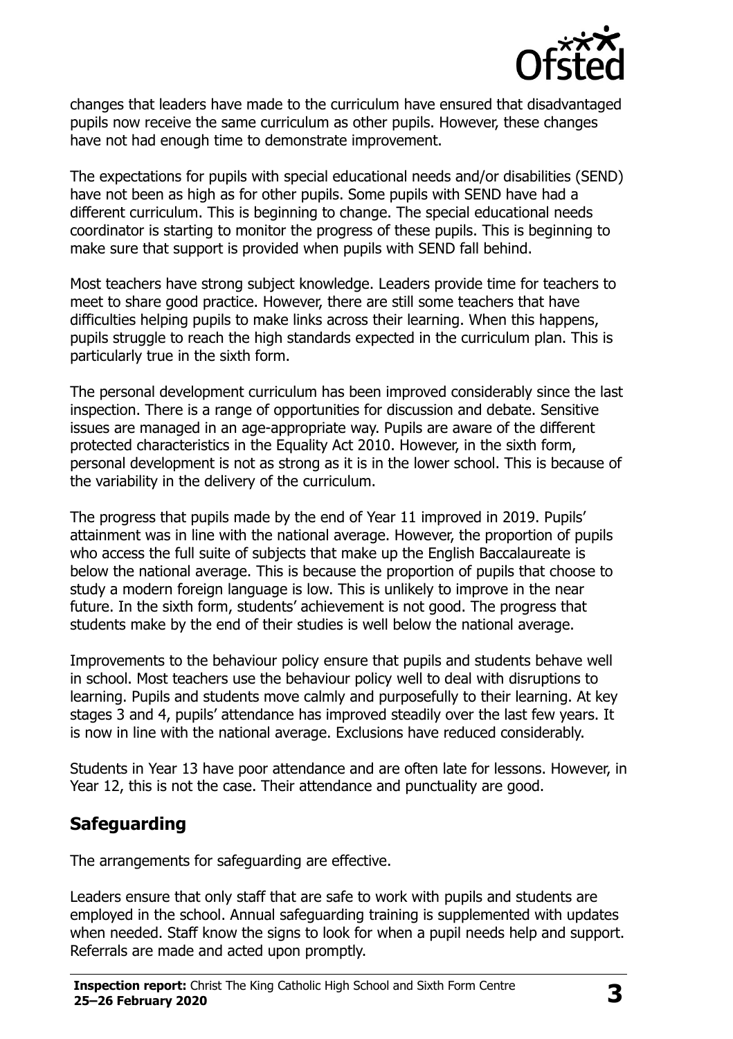changes that leaders have made to the curriculum have ensured that disadvantaged pupils now receive the same curriculum as other pupils. However, these changes have not had enough time to demonstrate improvement.

The expectations for pupils with special educational needs and/or disabilities (SEND) have not been as high as for other pupils. Some pupils with SEND have had a different curriculum. This is beginning to change. The special educational needs coordinator is starting to monitor the progress of these pupils. This is beginning to make sure that support is provided when pupils with SEND fall behind.

Most teachers have strong subject knowledge. Leaders provide time for teachers to meet to share good practice. However, there are still some teachers that have difficulties helping pupils to make links across their learning. When this happens, pupils struggle to reach the high standards expected in the curriculum plan. This is particularly true in the sixth form.

The personal development curriculum has been improved considerably since the last inspection. There is a range of opportunities for discussion and debate. Sensitive issues are managed in an age-appropriate way. Pupils are aware of the different protected characteristics in the Equality Act 2010. However, in the sixth form, personal development is not as strong as it is in the lower school. This is because of the variability in the delivery of the curriculum.

The progress that pupils made by the end of Year 11 improved in 2019. Pupils' attainment was in line with the national average. However, the proportion of pupils who access the full suite of subjects that make up the English Baccalaureate is below the national average. This is because the proportion of pupils that choose to study a modern foreign language is low. This is unlikely to improve in the near future. In the sixth form, students' achievement is not good. The progress that students make by the end of their studies is well below the national average.

Improvements to the behaviour policy ensure that pupils and students behave well in school. Most teachers use the behaviour policy well to deal with disruptions to learning. Pupils and students move calmly and purposefully to their learning. At key stages 3 and 4, pupils' attendance has improved steadily over the last few years. It is now in line with the national average. Exclusions have reduced considerably.

Students in Year 13 have poor attendance and are often late for lessons. However, in Year 12, this is not the case. Their attendance and punctuality are good.

## Safeguarding

The arrangements for safeguarding are effective.

Leaders ensure that only staff that are safe to work with pupils and students are employed in the school. Annual safeguarding training is supplemented with updates when needed. Staff know the signs to look for when a pupil needs help and support. Referrals are made and acted upon promptly.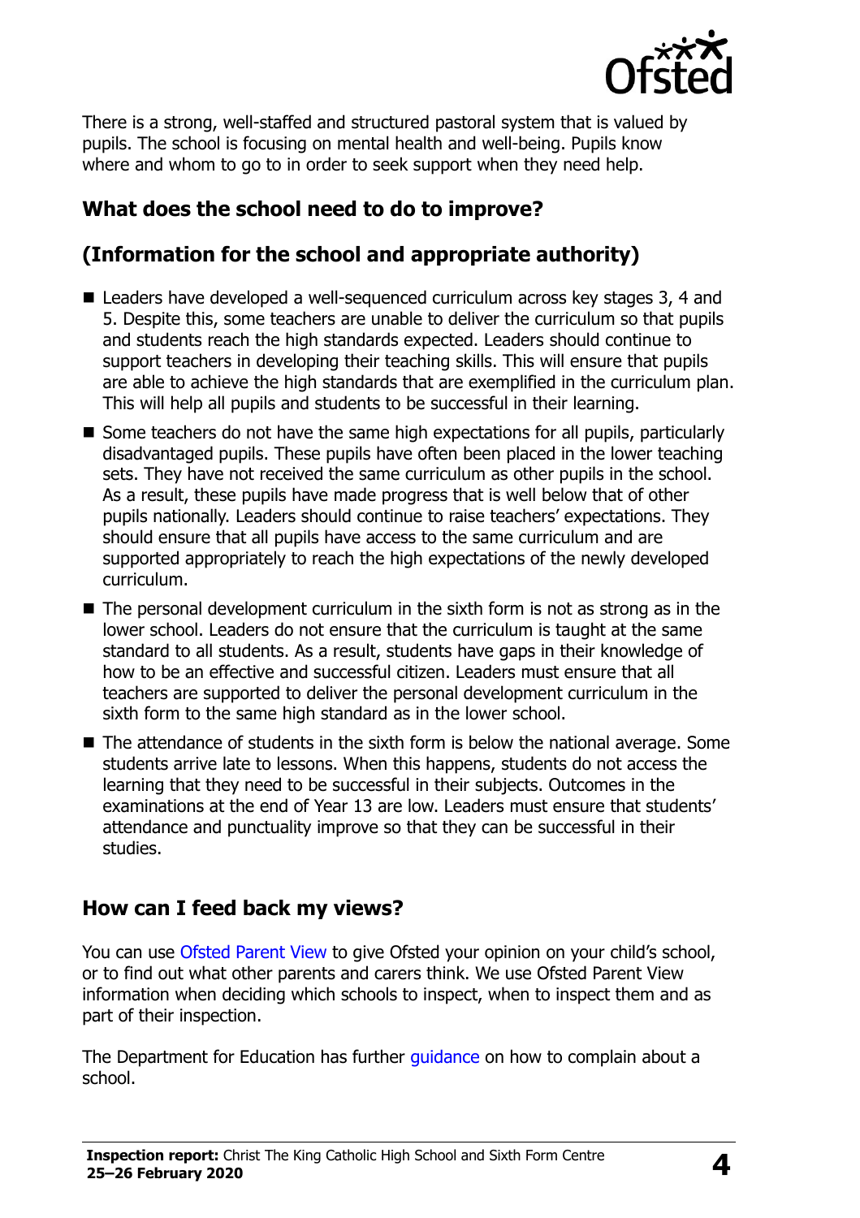There is a strong, well-staffed and structured pastoral system that is valued by pupils. The school is focusing on mental health and well-being. Pupils know where and whom to go to in order to seek support when they need help.

## What does the school need to do to improve?

## (Information for the school and appropriate authority)

- Leaders have developed a well-sequenced curriculum across key stages 3, 4 and 5. Despite this, some teachers are unable to deliver the curriculum so that pupils and students reach the high standards expected. Leaders should continue to support teachers in developing their teaching skills. This will ensure that pupils are able to achieve the high standards that are exemplified in the curriculum plan. This will help all pupils and students to be successful in their learning.
- Some teachers do not have the same high expectations for all pupils, particularly disadvantaged pupils. These pupils have often been placed in the lower teaching sets. They have not received the same curriculum as other pupils in the school. As a result, these pupils have made progress that is well below that of other pupils nationally. Leaders should continue to raise teachers' expectations. They should ensure that all pupils have access to the same curriculum and are supported appropriately to reach the high expectations of the newly developed curriculum.
- The personal development curriculum in the sixth form is not as strong as in the lower school. Leaders do not ensure that the curriculum is taught at the same standard to all students. As a result, students have gaps in their knowledge of how to be an effective and successful citizen. Leaders must ensure that all teachers are supported to deliver the personal development curriculum in the sixth form to the same high standard as in the lower school.
- The attendance of students in the sixth form is below the national average. Some students arrive late to lessons. When this happens, students do not access the learning that they need to be successful in their subjects. Outcomes in the examinations at the end of Year 13 are low. Leaders must ensure that students' attendance and punctuality improve so that they can be successful in their studies.

## How can I feed back my views?

You can use Ofsted Parent View to give Ofsted your opinion on your child's school, or to find out what other parents and carers think. We use Ofsted Parent View information when deciding which schools to inspect, when to inspect them and as part of their inspection.

The Department for Education has further guidance on how to complain about a school.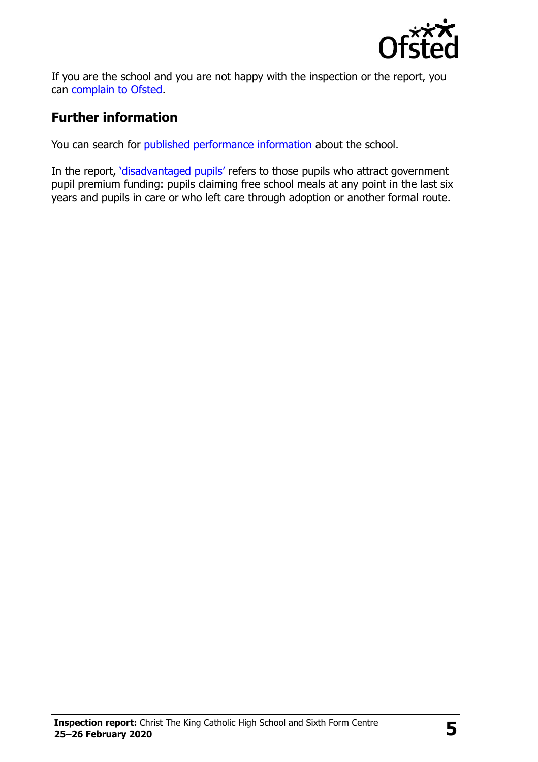If you are the school and you are not happy with the inspection or the report, you can complain to Ofsted.

## Further information

You can search for published performance information about the school.

In the report, 'disadvantaged pupils' refers to those pupils who attract government pupil premium funding: pupils claiming free school meals at any point in the last six years and pupils in care or who left care through adoption or another formal route.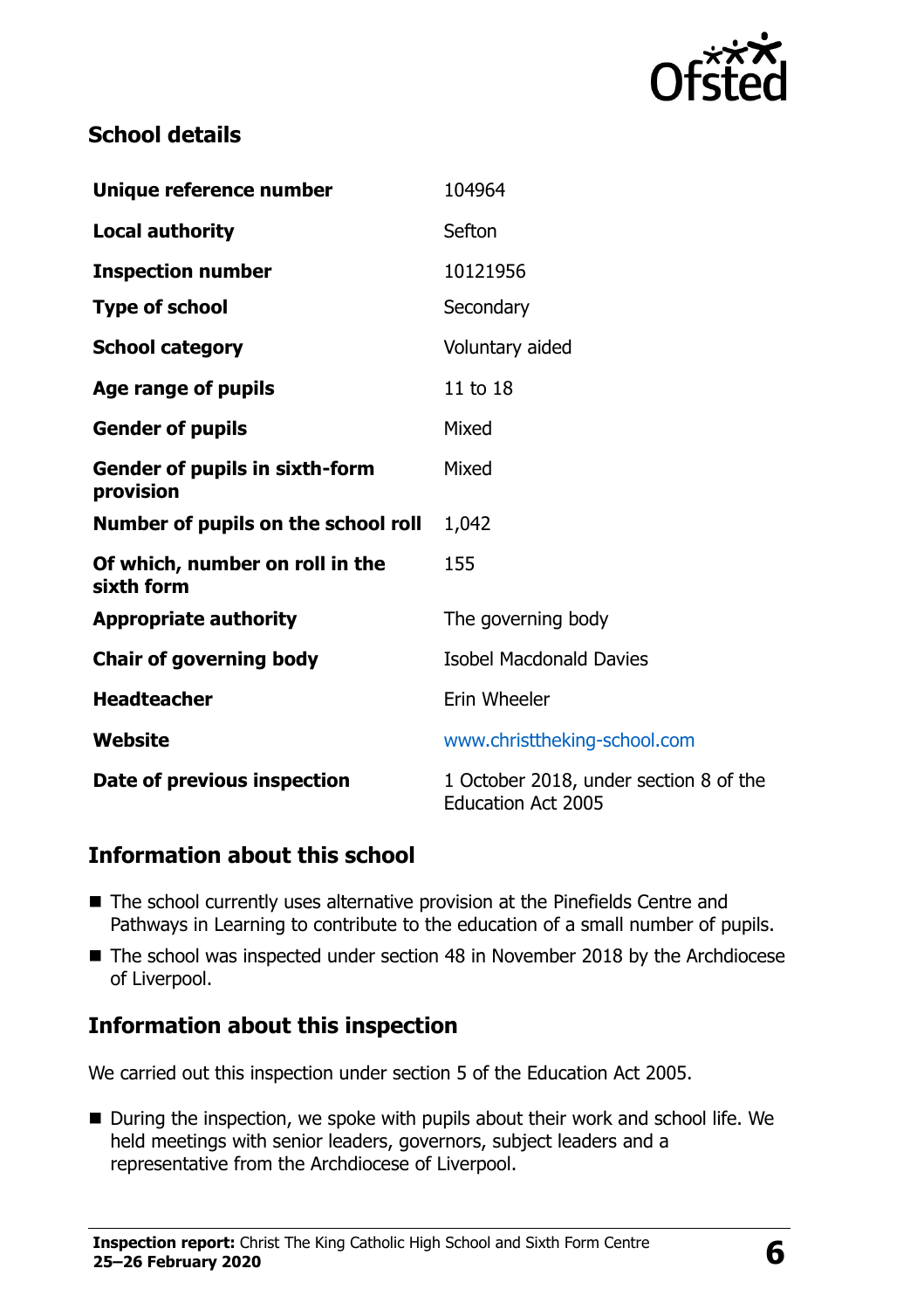## School details

| | |
|---|---|
| **Unique reference number** | 104964 |
| **Local authority** | Sefton |
| **Inspection number** | 10121956 |
| **Type of school** | Secondary |
| **School category** | Voluntary aided |
| **Age range of pupils** | 11 to 18 |
| **Gender of pupils** | Mixed |
| **Gender of pupils in sixth-form provision** | Mixed |
| **Number of pupils on the school roll** | 1,042 |
| **Of which, number on roll in the sixth form** | 155 |
| **Appropriate authority** | The governing body |
| **Chair of governing body** | Isobel Macdonald Davies |
| **Headteacher** | Erin Wheeler |
| **Website** | www.christtheking-school.com |
| **Date of previous inspection** | 1 October 2018, under section 8 of the Education Act 2005 |

## Information about this school

- The school currently uses alternative provision at the Pinefields Centre and Pathways in Learning to contribute to the education of a small number of pupils.
- The school was inspected under section 48 in November 2018 by the Archdiocese of Liverpool.

## Information about this inspection

We carried out this inspection under section 5 of the Education Act 2005.

- During the inspection, we spoke with pupils about their work and school life. We held meetings with senior leaders, governors, subject leaders and a representative from the Archdiocese of Liverpool.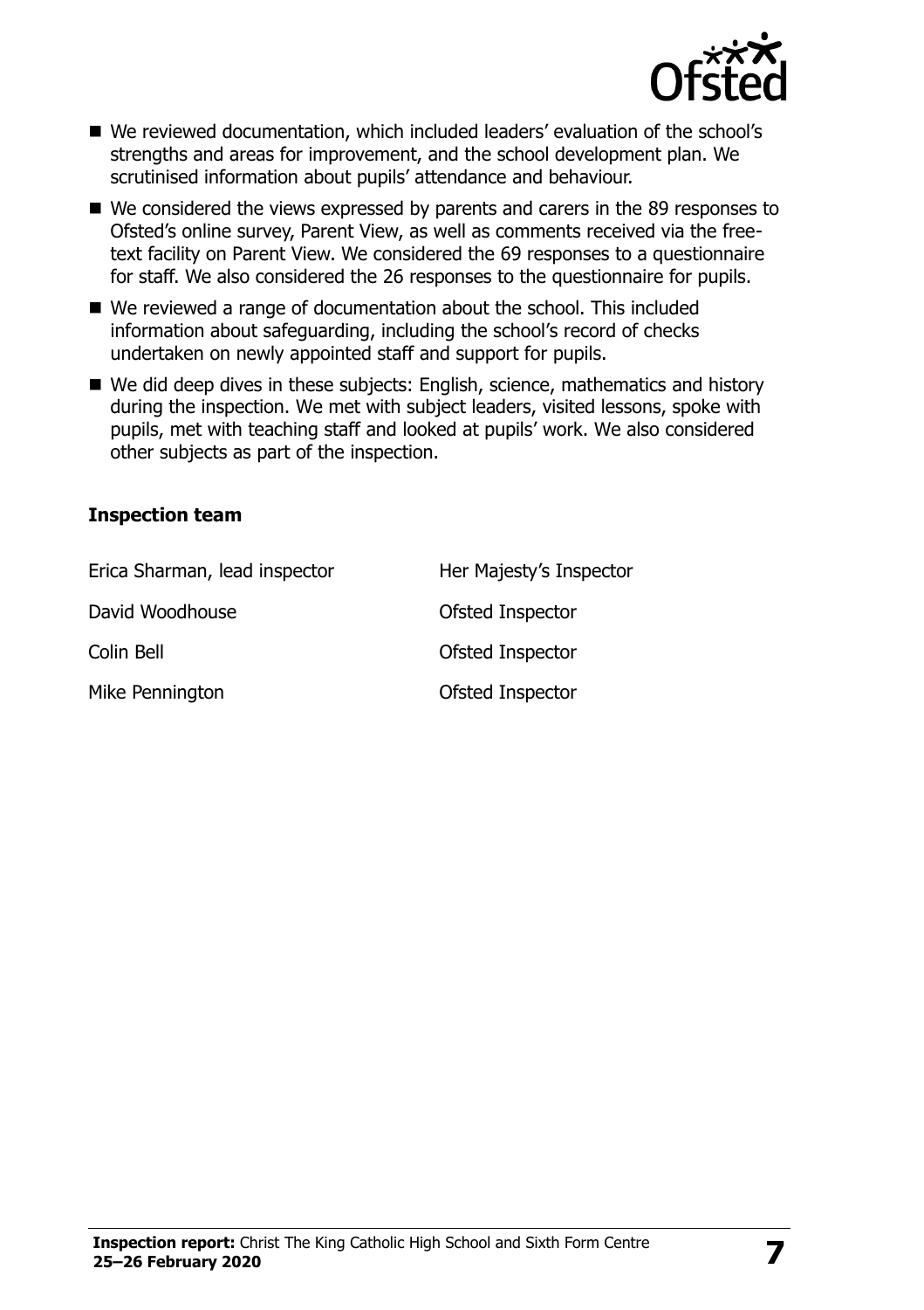- We reviewed documentation, which included leaders' evaluation of the school's strengths and areas for improvement, and the school development plan. We scrutinised information about pupils' attendance and behaviour.
- We considered the views expressed by parents and carers in the 89 responses to Ofsted's online survey, Parent View, as well as comments received via the free-text facility on Parent View. We considered the 69 responses to a questionnaire for staff. We also considered the 26 responses to the questionnaire for pupils.
- We reviewed a range of documentation about the school. This included information about safeguarding, including the school's record of checks undertaken on newly appointed staff and support for pupils.
- We did deep dives in these subjects: English, science, mathematics and history during the inspection. We met with subject leaders, visited lessons, spoke with pupils, met with teaching staff and looked at pupils' work. We also considered other subjects as part of the inspection.

### Inspection team

| | |
|---|---|
| Erica Sharman, lead inspector | Her Majesty's Inspector |
| David Woodhouse | Ofsted Inspector |
| Colin Bell | Ofsted Inspector |
| Mike Pennington | Ofsted Inspector |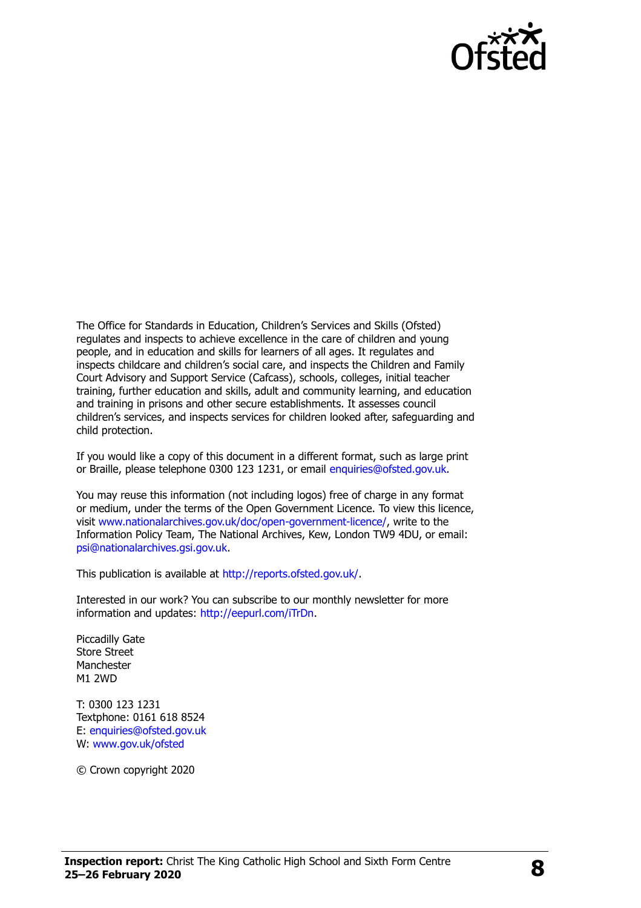The Office for Standards in Education, Children's Services and Skills (Ofsted) regulates and inspects to achieve excellence in the care of children and young people, and in education and skills for learners of all ages. It regulates and inspects childcare and children's social care, and inspects the Children and Family Court Advisory and Support Service (Cafcass), schools, colleges, initial teacher training, further education and skills, adult and community learning, and education and training in prisons and other secure establishments. It assesses council children's services, and inspects services for children looked after, safeguarding and child protection.

If you would like a copy of this document in a different format, such as large print or Braille, please telephone 0300 123 1231, or email enquiries@ofsted.gov.uk.

You may reuse this information (not including logos) free of charge in any format or medium, under the terms of the Open Government Licence. To view this licence, visit www.nationalarchives.gov.uk/doc/open-government-licence/, write to the Information Policy Team, The National Archives, Kew, London TW9 4DU, or email: psi@nationalarchives.gsi.gov.uk.

This publication is available at http://reports.ofsted.gov.uk/.

Interested in our work? You can subscribe to our monthly newsletter for more information and updates: http://eepurl.com/iTrDn.

Piccadilly Gate
Store Street
Manchester
M1 2WD

T: 0300 123 1231
Textphone: 0161 618 8524
E: enquiries@ofsted.gov.uk
W: www.gov.uk/ofsted

© Crown copyright 2020